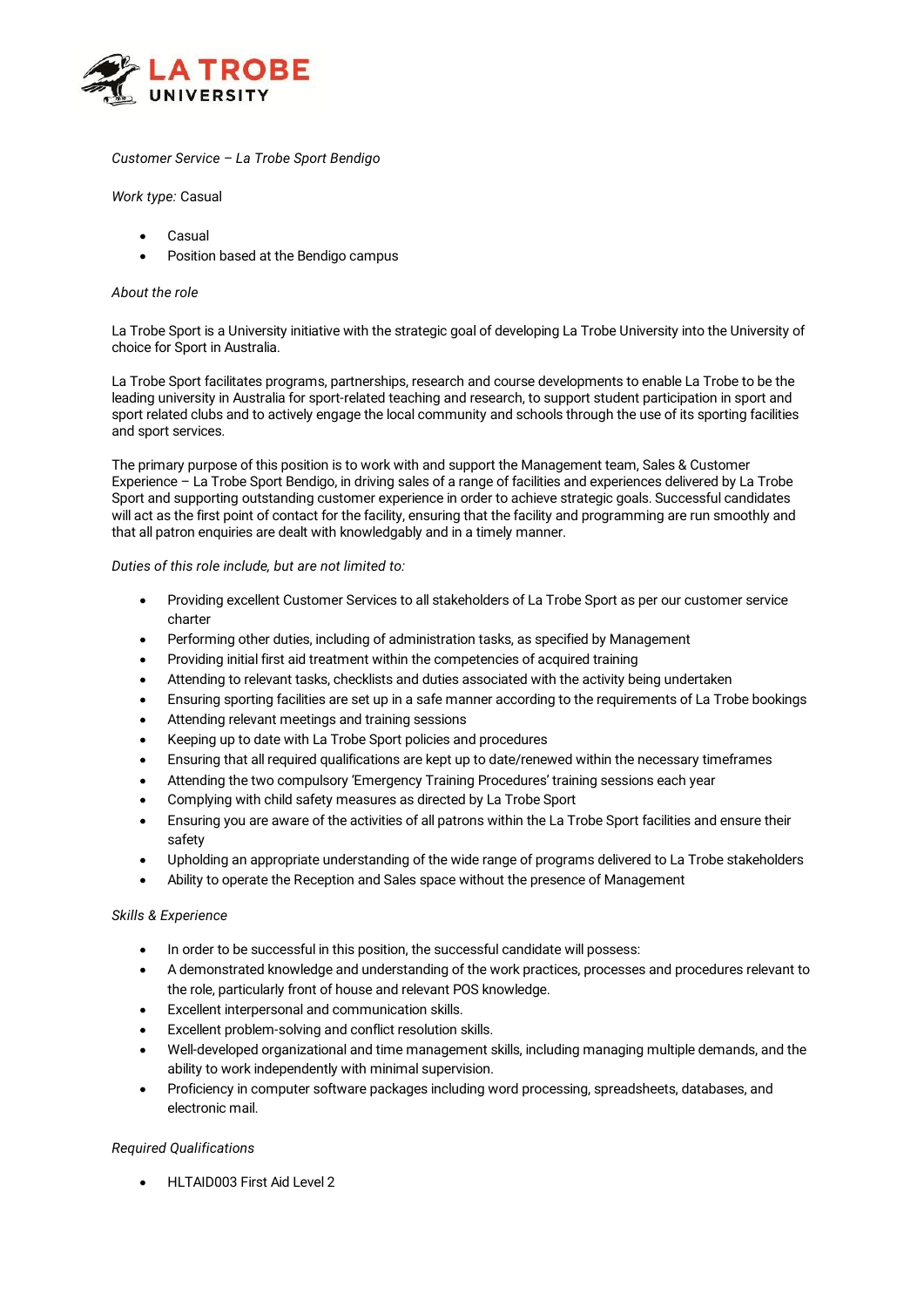*Customer Service – La Trobe Sport Bendigo*

*Work type:* Casual

- Casual
- Position based at the Bendigo campus

*About the role*

La Trobe Sport is a University initiative with the strategic goal of developing La Trobe University into the University of choice for Sport in Australia.

La Trobe Sport facilitates programs, partnerships, research and course developments to enable La Trobe to be the leading university in Australia for sport-related teaching and research, to support student participation in sport and sport related clubs and to actively engage the local community and schools through the use of its sporting facilities and sport services.

The primary purpose of this position is to work with and support the Management team, Sales & Customer Experience – La Trobe Sport Bendigo, in driving sales of a range of facilities and experiences delivered by La Trobe Sport and supporting outstanding customer experience in order to achieve strategic goals. Successful candidates will act as the first point of contact for the facility, ensuring that the facility and programming are run smoothly and that all patron enquiries are dealt with knowledgably and in a timely manner.

*Duties of this role include, but are not limited to:*

- Providing excellent Customer Services to all stakeholders of La Trobe Sport as per our customer service charter
- Performing other duties, including of administration tasks, as specified by Management
- Providing initial first aid treatment within the competencies of acquired training
- Attending to relevant tasks, checklists and duties associated with the activity being undertaken
- Ensuring sporting facilities are set up in a safe manner according to the requirements of La Trobe bookings
- Attending relevant meetings and training sessions
- Keeping up to date with La Trobe Sport policies and procedures
- Ensuring that all required qualifications are kept up to date/renewed within the necessary timeframes
- Attending the two compulsory 'Emergency Training Procedures' training sessions each year
- Complying with child safety measures as directed by La Trobe Sport
- Ensuring you are aware of the activities of all patrons within the La Trobe Sport facilities and ensure their safety
- Upholding an appropriate understanding of the wide range of programs delivered to La Trobe stakeholders
- Ability to operate the Reception and Sales space without the presence of Management

*Skills & Experience*

- In order to be successful in this position, the successful candidate will possess:
- A demonstrated knowledge and understanding of the work practices, processes and procedures relevant to the role, particularly front of house and relevant POS knowledge.
- Excellent interpersonal and communication skills.
- Excellent problem-solving and conflict resolution skills.
- Well-developed organizational and time management skills, including managing multiple demands, and the ability to work independently with minimal supervision.
- Proficiency in computer software packages including word processing, spreadsheets, databases, and electronic mail.

*Required Qualifications*

- HLTAID003 First Aid Level 2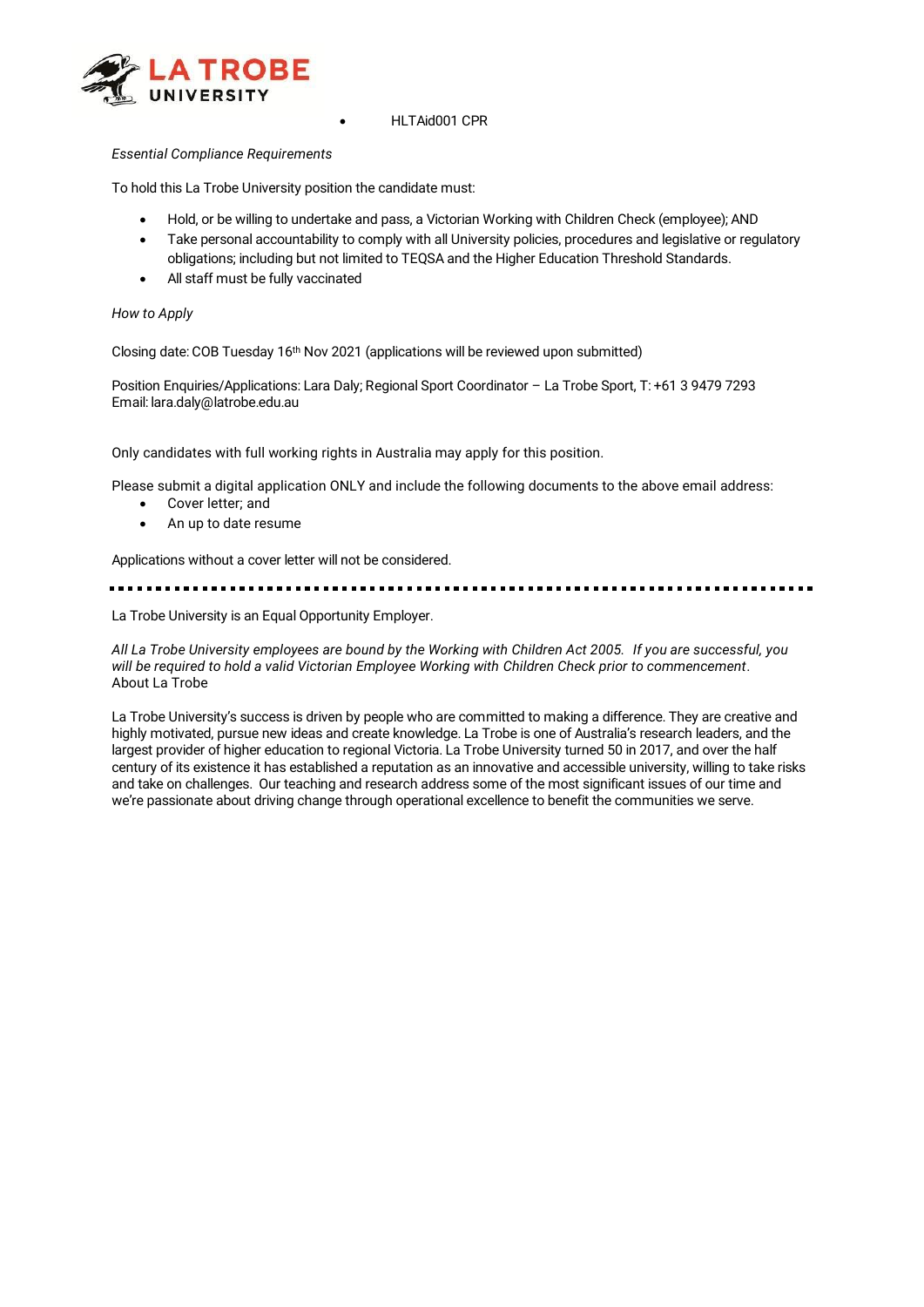- HLTAid001 CPR

*Essential Compliance Requirements*

To hold this La Trobe University position the candidate must:

- Hold, or be willing to undertake and pass, a Victorian Working with Children Check (employee); AND
- Take personal accountability to comply with all University policies, procedures and legislative or regulatory obligations; including but not limited to TEQSA and the Higher Education Threshold Standards.
- All staff must be fully vaccinated

*How to Apply*

Closing date: COB Tuesday 16th Nov 2021 (applications will be reviewed upon submitted)

Position Enquiries/Applications: Lara Daly; Regional Sport Coordinator – La Trobe Sport, T: +61 3 9479 7293
Email: lara.daly@latrobe.edu.au

Only candidates with full working rights in Australia may apply for this position.

Please submit a digital application ONLY and include the following documents to the above email address:

- Cover letter; and
- An up to date resume

Applications without a cover letter will not be considered.

---

La Trobe University is an Equal Opportunity Employer.

*All La Trobe University employees are bound by the Working with Children Act 2005. If you are successful, you will be required to hold a valid Victorian Employee Working with Children Check prior to commencement.*

About La Trobe

La Trobe University's success is driven by people who are committed to making a difference. They are creative and highly motivated, pursue new ideas and create knowledge. La Trobe is one of Australia's research leaders, and the largest provider of higher education to regional Victoria. La Trobe University turned 50 in 2017, and over the half century of its existence it has established a reputation as an innovative and accessible university, willing to take risks and take on challenges. Our teaching and research address some of the most significant issues of our time and we're passionate about driving change through operational excellence to benefit the communities we serve.